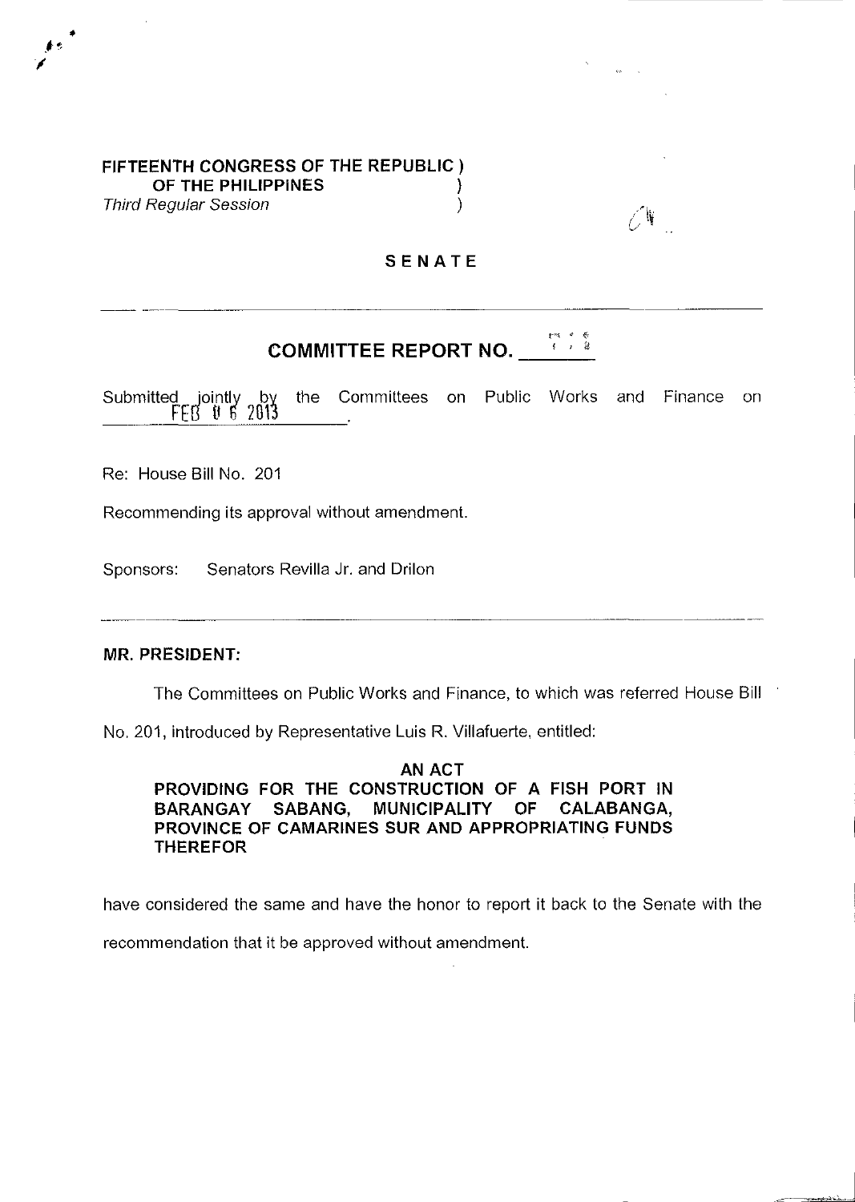**FIFTEENTH CONGRESS OF THE REPUBLIC )**
**OF THE PHILIPPINES )**
*Third Regular Session )*

**SENATE**

## COMMITTEE REPORT NO. ___

Submitted jointly by the Committees on Public Works and Finance on FEB 06 2013.

Re: House Bill No. 201

Recommending its approval without amendment.

Sponsors: Senators Revilla Jr. and Drilon

**MR. PRESIDENT:**

The Committees on Public Works and Finance, to which was referred House Bill No. 201, introduced by Representative Luis R. Villafuerte, entitled:

**AN ACT**
**PROVIDING FOR THE CONSTRUCTION OF A FISH PORT IN BARANGAY SABANG, MUNICIPALITY OF CALABANGA, PROVINCE OF CAMARINES SUR AND APPROPRIATING FUNDS THEREFOR**

have considered the same and have the honor to report it back to the Senate with the recommendation that it be approved without amendment.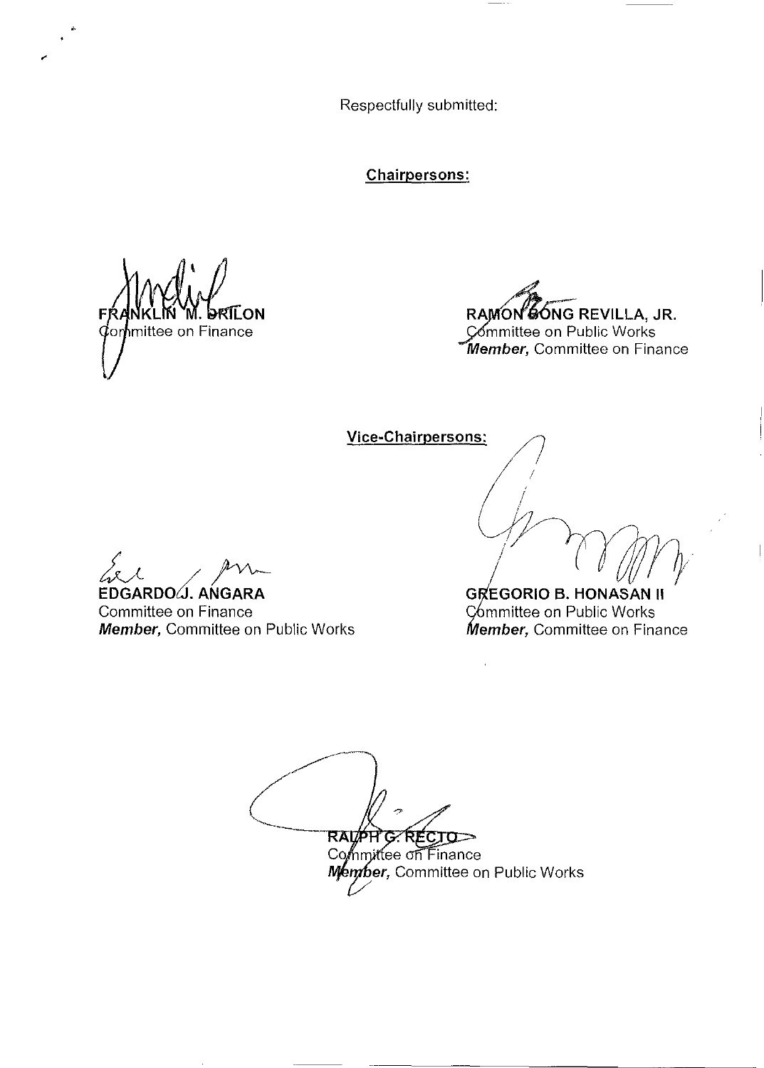Respectfully submitted:

**Chairpersons:**

**FRANKLIN M. DRILON**
Committee on Finance

**RAMON BONG REVILLA, JR.**
Committee on Public Works
***Member,*** Committee on Finance

**Vice-Chairpersons:**

**EDGARDO J. ANGARA**
Committee on Finance
***Member,*** Committee on Public Works

**GREGORIO B. HONASAN II**
Committee on Public Works
***Member,*** Committee on Finance

**RALPH G. RECTO**
Committee on Finance
***Member,*** Committee on Public Works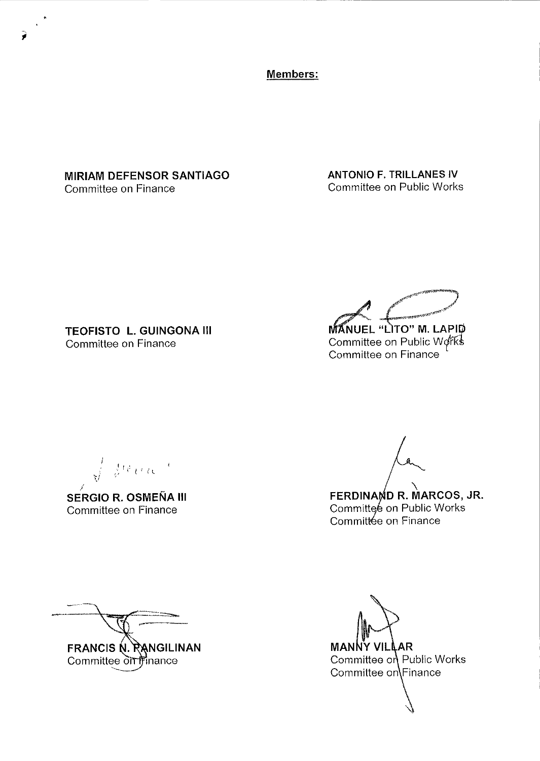**Members:**

**MIRIAM DEFENSOR SANTIAGO**
Committee on Finance

**ANTONIO F. TRILLANES IV**
Committee on Public Works

**TEOFISTO L. GUINGONA III**
Committee on Finance

**MANUEL "LITO" M. LAPID**
Committee on Public Works
Committee on Finance

**SERGIO R. OSMEÑA III**
Committee on Finance

**FERDINAND R. MARCOS, JR.**
Committee on Public Works
Committee on Finance

**FRANCIS N. PANGILINAN**
Committee on Finance

**MANNY VILLAR**
Committee on Public Works
Committee on Finance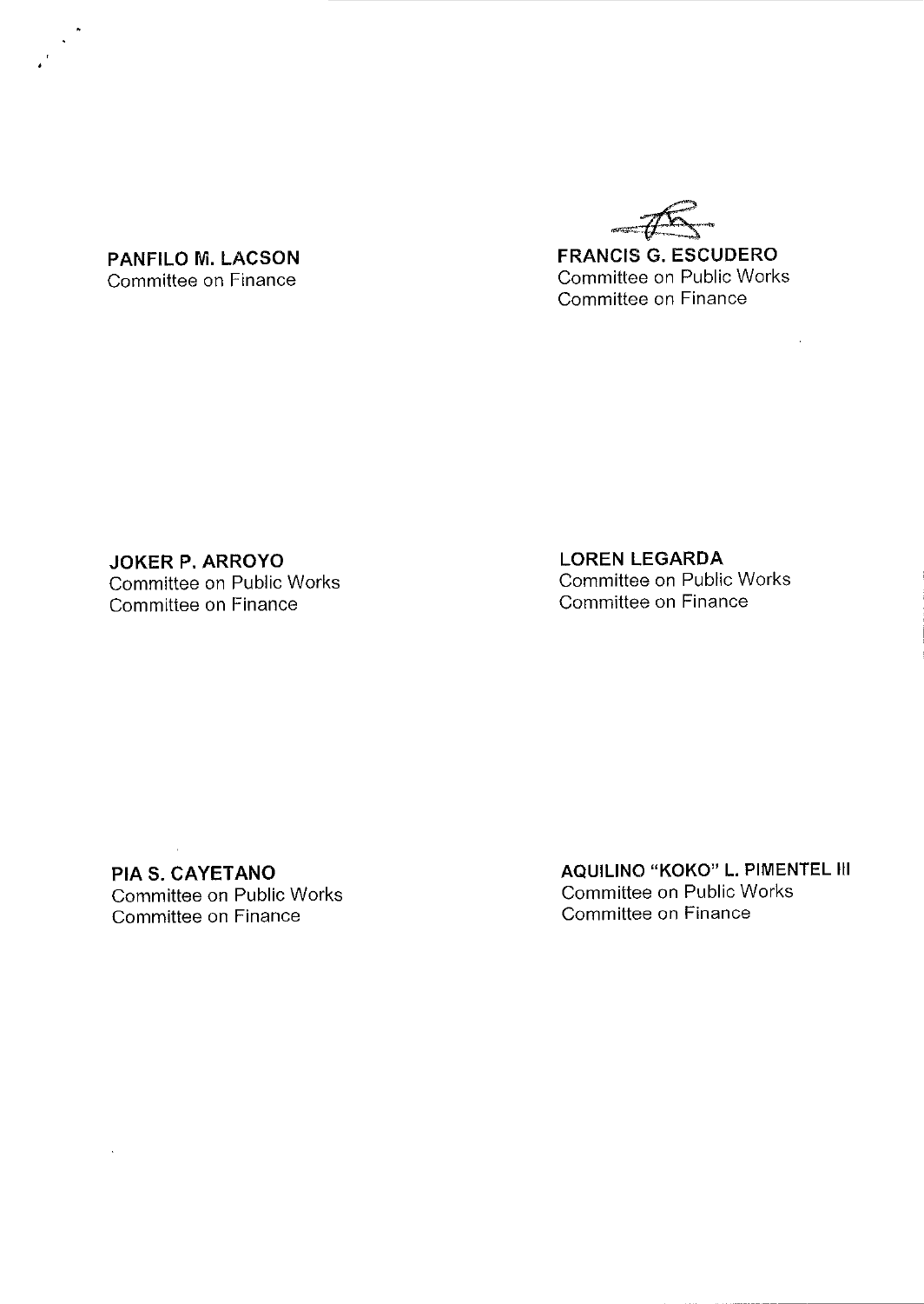**PANFILO M. LACSON**
Committee on Finance

**FRANCIS G. ESCUDERO**
Committee on Public Works
Committee on Finance

**JOKER P. ARROYO**
Committee on Public Works
Committee on Finance

**LOREN LEGARDA**
Committee on Public Works
Committee on Finance

**PIA S. CAYETANO**
Committee on Public Works
Committee on Finance

**AQUILINO "KOKO" L. PIMENTEL III**
Committee on Public Works
Committee on Finance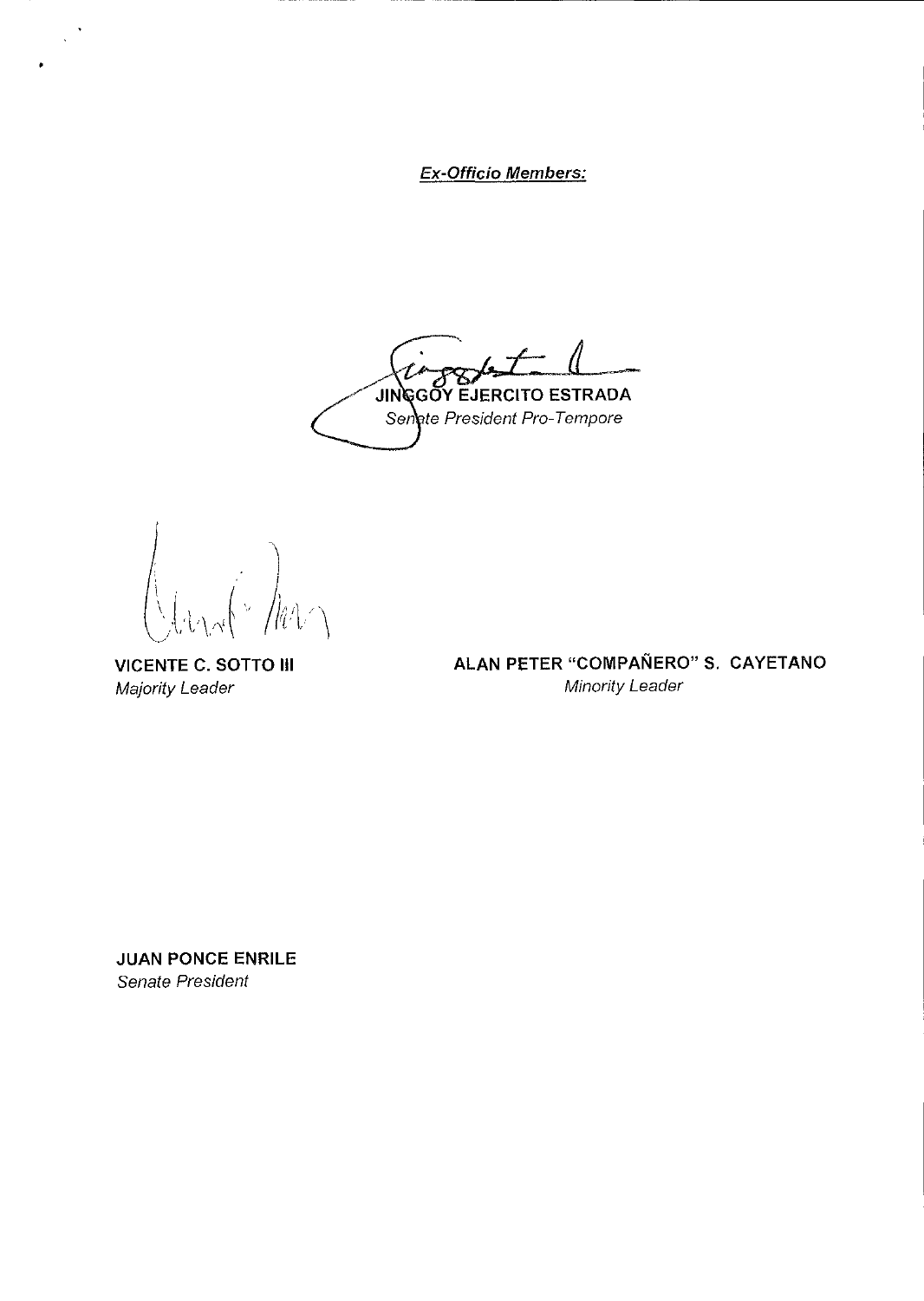***Ex-Officio Members:***

**JINGGOY EJERCITO ESTRADA**
*Senate President Pro-Tempore*

**VICENTE C. SOTTO III**
*Majority Leader*

**ALAN PETER "COMPAÑERO" S. CAYETANO**
*Minority Leader*

**JUAN PONCE ENRILE**
*Senate President*